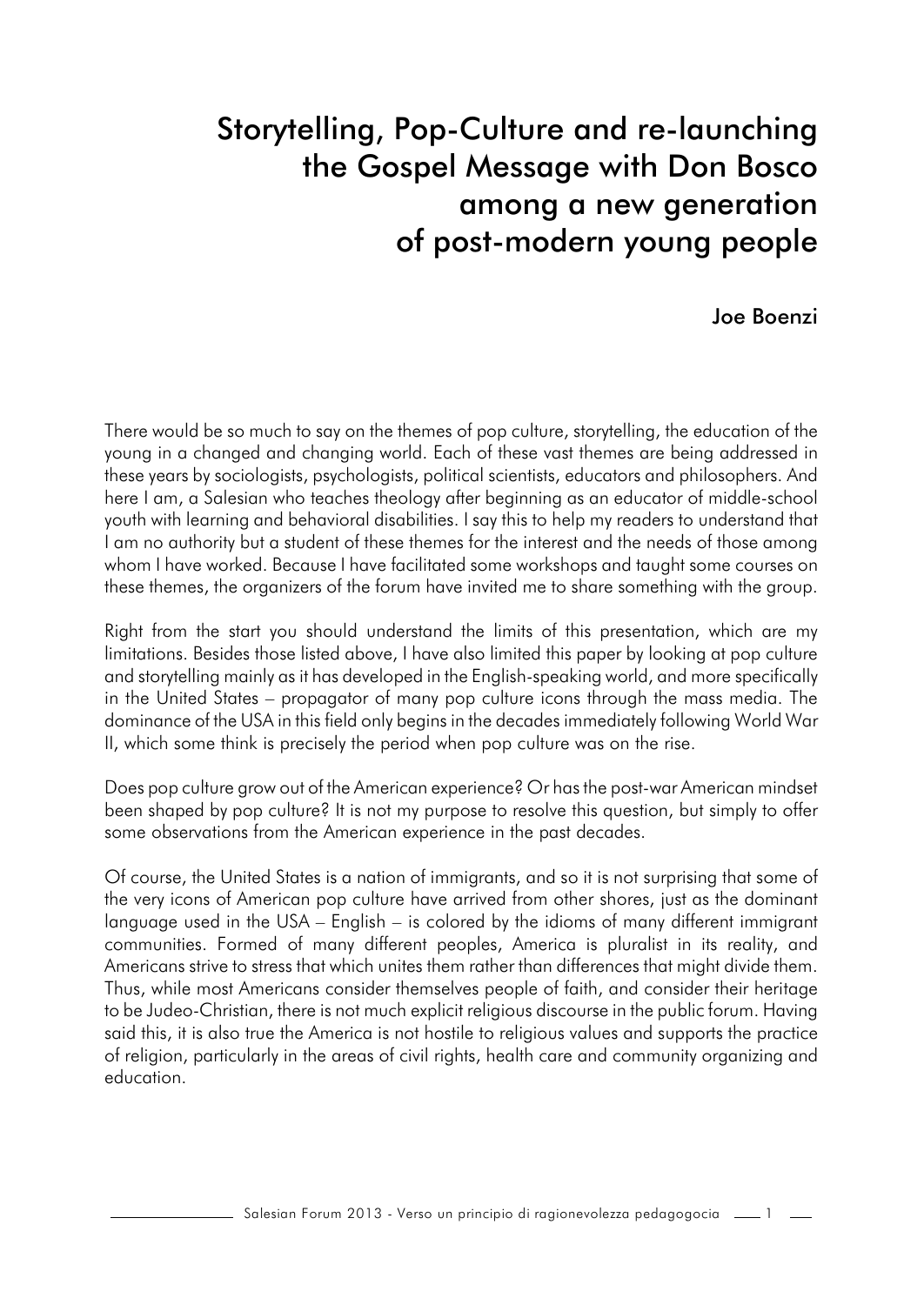# Storytelling, Pop-Culture and re-launching the Gospel Message with Don Bosco among a new generation of post-modern young people

**Joe Boenzi**

There would be so much to say on the themes of pop culture, storytelling, the education of the young in a changed and changing world. Each of these vast themes are being addressed in these years by sociologists, psychologists, political scientists, educators and philosophers. And here I am, a Salesian who teaches theology after beginning as an educator of middle-school youth with learning and behavioral disabilities. I say this to help my readers to understand that I am no authority but a student of these themes for the interest and the needs of those among whom I have worked. Because I have facilitated some workshops and taught some courses on these themes, the organizers of the forum have invited me to share something with the group.

Right from the start you should understand the limits of this presentation, which are my limitations. Besides those listed above, I have also limited this paper by looking at pop culture and storytelling mainly as it has developed in the English-speaking world, and more specifically in the United States – propagator of many pop culture icons through the mass media. The dominance of the USA in this field only begins in the decades immediately following World War II, which some think is precisely the period when pop culture was on the rise.

Does pop culture grow out of the American experience? Or has the post-war American mindset been shaped by pop culture? It is not my purpose to resolve this question, but simply to offer some observations from the American experience in the past decades.

Of course, the United States is a nation of immigrants, and so it is not surprising that some of the very icons of American pop culture have arrived from other shores, just as the dominant language used in the USA – English – is colored by the idioms of many different immigrant communities. Formed of many different peoples, America is pluralist in its reality, and Americans strive to stress that which unites them rather than differences that might divide them. Thus, while most Americans consider themselves people of faith, and consider their heritage to be Judeo-Christian, there is not much explicit religious discourse in the public forum. Having said this, it is also true the America is not hostile to religious values and supports the practice of religion, particularly in the areas of civil rights, health care and community organizing and education.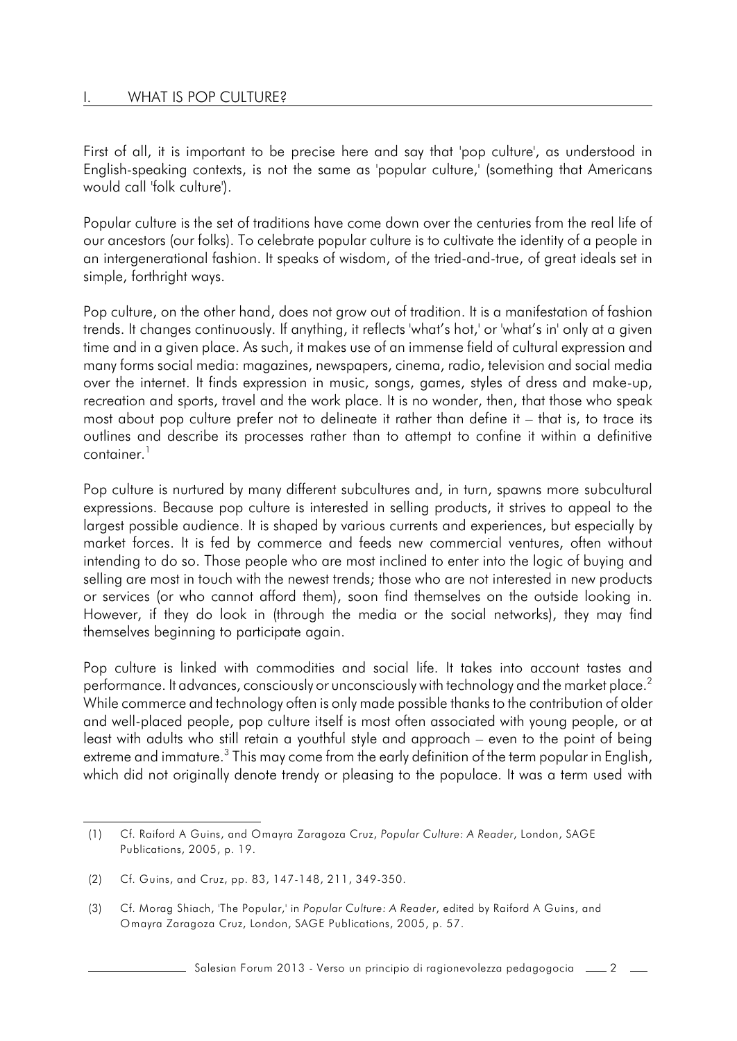## I. WHAT IS POP CULTURE?

First of all, it is important to be precise here and say that 'pop culture', as understood in English-speaking contexts, is not the same as 'popular culture,' (something that Americans would call 'folk culture').

Popular culture is the set of traditions have come down over the centuries from the real life of our ancestors (our folks). To celebrate popular culture is to cultivate the identity of a people in an intergenerational fashion. It speaks of wisdom, of the tried-and-true, of great ideals set in simple, forthright ways.

Pop culture, on the other hand, does not grow out of tradition. It is a manifestation of fashion trends. It changes continuously. If anything, it reflects 'what's hot,' or 'what's in' only at a given time and in a given place. As such, it makes use of an immense field of cultural expression and many forms social media: magazines, newspapers, cinema, radio, television and social media over the internet. It finds expression in music, songs, games, styles of dress and make-up, recreation and sports, travel and the work place. It is no wonder, then, that those who speak most about pop culture prefer not to delineate it rather than define it – that is, to trace its outlines and describe its processes rather than to attempt to confine it within a definitive container.[1]

Pop culture is nurtured by many different subcultures and, in turn, spawns more subcultural expressions. Because pop culture is interested in selling products, it strives to appeal to the largest possible audience. It is shaped by various currents and experiences, but especially by market forces. It is fed by commerce and feeds new commercial ventures, often without intending to do so. Those people who are most inclined to enter into the logic of buying and selling are most in touch with the newest trends; those who are not interested in new products or services (or who cannot afford them), soon find themselves on the outside looking in. However, if they do look in (through the media or the social networks), they may find themselves beginning to participate again.

Pop culture is linked with commodities and social life. It takes into account tastes and performance. It advances, consciously or unconsciously with technology and the market place.[2] While commerce and technology often is only made possible thanks to the contribution of older and well-placed people, pop culture itself is most often associated with young people, or at least with adults who still retain a youthful style and approach – even to the point of being extreme and immature.[3] This may come from the early definition of the term popular in English, which did not originally denote trendy or pleasing to the populace. It was a term used with

---

(1) Cf. Raiford A Guins, and Omayra Zaragoza Cruz, *Popular Culture: A Reader*, London, SAGE Publications, 2005, p. 19.

(2) Cf. Guins, and Cruz, pp. 83, 147-148, 211, 349-350.

(3) Cf. Morag Shiach, 'The Popular,' in *Popular Culture: A Reader*, edited by Raiford A Guins, and Omayra Zaragoza Cruz, London, SAGE Publications, 2005, p. 57.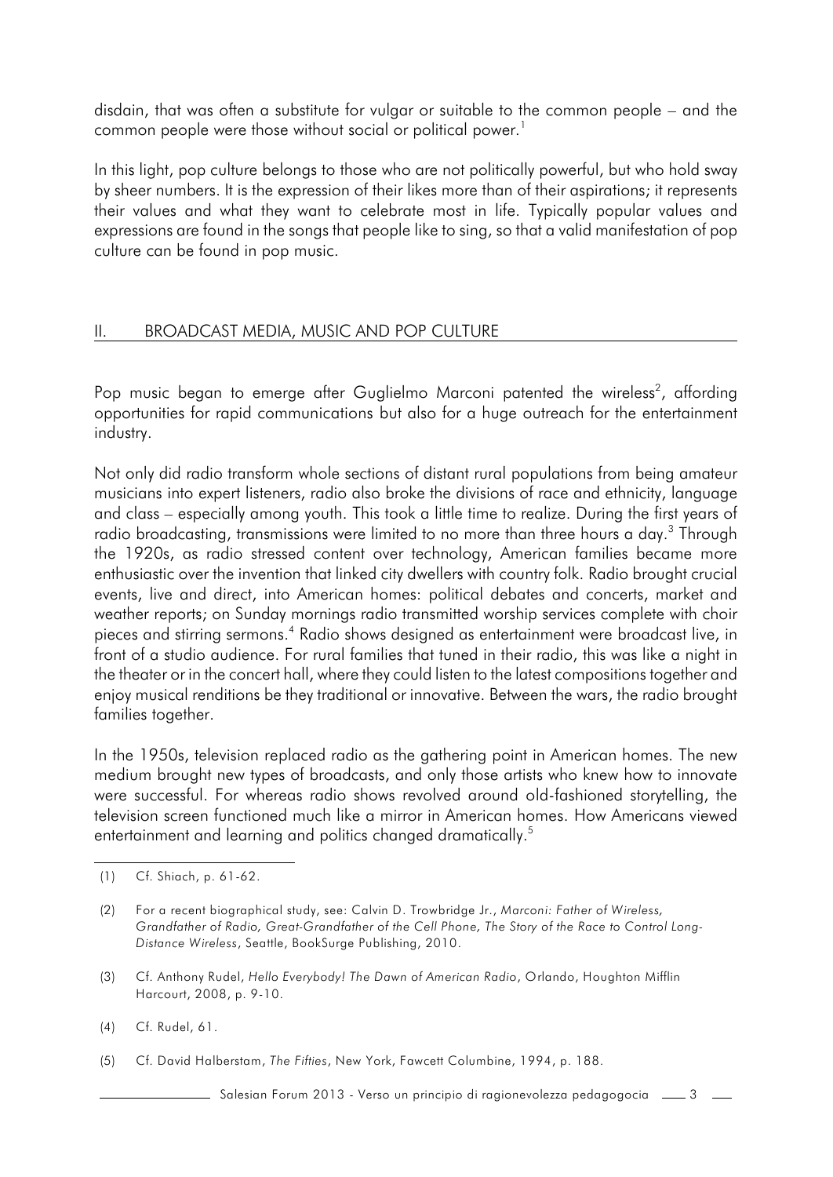disdain, that was often a substitute for vulgar or suitable to the common people – and the common people were those without social or political power.[1]

In this light, pop culture belongs to those who are not politically powerful, but who hold sway by sheer numbers. It is the expression of their likes more than of their aspirations; it represents their values and what they want to celebrate most in life. Typically popular values and expressions are found in the songs that people like to sing, so that a valid manifestation of pop culture can be found in pop music.

## II. BROADCAST MEDIA, MUSIC AND POP CULTURE

Pop music began to emerge after Guglielmo Marconi patented the wireless[2], affording opportunities for rapid communications but also for a huge outreach for the entertainment industry.

Not only did radio transform whole sections of distant rural populations from being amateur musicians into expert listeners, radio also broke the divisions of race and ethnicity, language and class – especially among youth. This took a little time to realize. During the first years of radio broadcasting, transmissions were limited to no more than three hours a day.[3] Through the 1920s, as radio stressed content over technology, American families became more enthusiastic over the invention that linked city dwellers with country folk. Radio brought crucial events, live and direct, into American homes: political debates and concerts, market and weather reports; on Sunday mornings radio transmitted worship services complete with choir pieces and stirring sermons.[4] Radio shows designed as entertainment were broadcast live, in front of a studio audience. For rural families that tuned in their radio, this was like a night in the theater or in the concert hall, where they could listen to the latest compositions together and enjoy musical renditions be they traditional or innovative. Between the wars, the radio brought families together.

In the 1950s, television replaced radio as the gathering point in American homes. The new medium brought new types of broadcasts, and only those artists who knew how to innovate were successful. For whereas radio shows revolved around old-fashioned storytelling, the television screen functioned much like a mirror in American homes. How Americans viewed entertainment and learning and politics changed dramatically.[5]

---

(1) Cf. Shiach, p. 61-62.

(2) For a recent biographical study, see: Calvin D. Trowbridge Jr., *Marconi: Father of Wireless, Grandfather of Radio, Great-Grandfather of the Cell Phone, The Story of the Race to Control Long-Distance Wireless*, Seattle, BookSurge Publishing, 2010.

(3) Cf. Anthony Rudel, *Hello Everybody! The Dawn of American Radio*, Orlando, Houghton Mifflin Harcourt, 2008, p. 9-10.

(4) Cf. Rudel, 61.

(5) Cf. David Halberstam, *The Fifties*, New York, Fawcett Columbine, 1994, p. 188.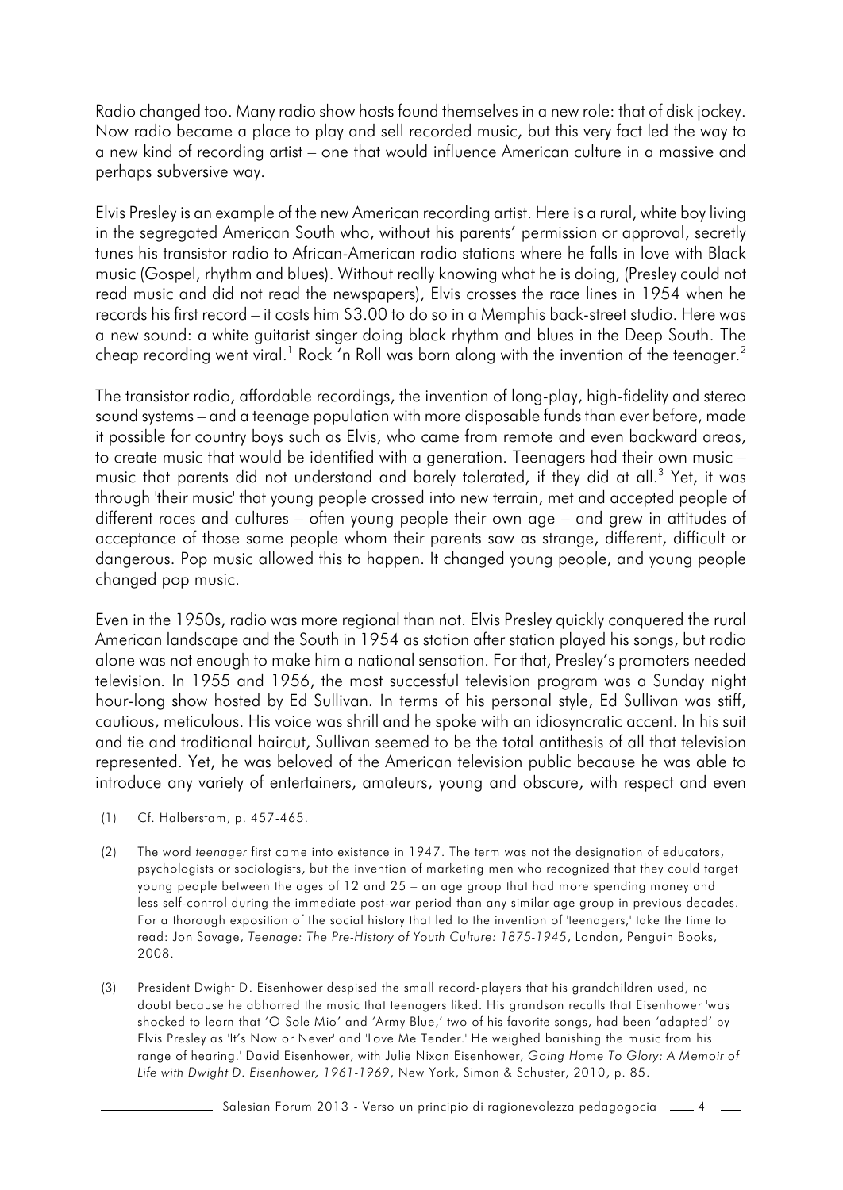Radio changed too. Many radio show hosts found themselves in a new role: that of disk jockey. Now radio became a place to play and sell recorded music, but this very fact led the way to a new kind of recording artist – one that would influence American culture in a massive and perhaps subversive way.

Elvis Presley is an example of the new American recording artist. Here is a rural, white boy living in the segregated American South who, without his parents' permission or approval, secretly tunes his transistor radio to African-American radio stations where he falls in love with Black music (Gospel, rhythm and blues). Without really knowing what he is doing, (Presley could not read music and did not read the newspapers), Elvis crosses the race lines in 1954 when he records his first record – it costs him $3.00 to do so in a Memphis back-street studio. Here was a new sound: a white guitarist singer doing black rhythm and blues in the Deep South. The cheap recording went viral.[1] Rock 'n Roll was born along with the invention of the teenager.[2]

The transistor radio, affordable recordings, the invention of long-play, high-fidelity and stereo sound systems – and a teenage population with more disposable funds than ever before, made it possible for country boys such as Elvis, who came from remote and even backward areas, to create music that would be identified with a generation. Teenagers had their own music – music that parents did not understand and barely tolerated, if they did at all.[3] Yet, it was through 'their music' that young people crossed into new terrain, met and accepted people of different races and cultures – often young people their own age – and grew in attitudes of acceptance of those same people whom their parents saw as strange, different, difficult or dangerous. Pop music allowed this to happen. It changed young people, and young people changed pop music.

Even in the 1950s, radio was more regional than not. Elvis Presley quickly conquered the rural American landscape and the South in 1954 as station after station played his songs, but radio alone was not enough to make him a national sensation. For that, Presley's promoters needed television. In 1955 and 1956, the most successful television program was a Sunday night hour-long show hosted by Ed Sullivan. In terms of his personal style, Ed Sullivan was stiff, cautious, meticulous. His voice was shrill and he spoke with an idiosyncratic accent. In his suit and tie and traditional haircut, Sullivan seemed to be the total antithesis of all that television represented. Yet, he was beloved of the American television public because he was able to introduce any variety of entertainers, amateurs, young and obscure, with respect and even

(1) Cf. Halberstam, p. 457-465.

(2) The word *teenager* first came into existence in 1947. The term was not the designation of educators, psychologists or sociologists, but the invention of marketing men who recognized that they could target young people between the ages of 12 and 25 – an age group that had more spending money and less self-control during the immediate post-war period than any similar age group in previous decades. For a thorough exposition of the social history that led to the invention of 'teenagers,' take the time to read: Jon Savage, *Teenage: The Pre-History of Youth Culture: 1875-1945*, London, Penguin Books, 2008.

(3) President Dwight D. Eisenhower despised the small record-players that his grandchildren used, no doubt because he abhorred the music that teenagers liked. His grandson recalls that Eisenhower 'was shocked to learn that 'O Sole Mio' and 'Army Blue,' two of his favorite songs, had been 'adapted' by Elvis Presley as 'It's Now or Never' and 'Love Me Tender.' He weighed banishing the music from his range of hearing.' David Eisenhower, with Julie Nixon Eisenhower, *Going Home To Glory: A Memoir of Life with Dwight D. Eisenhower, 1961-1969*, New York, Simon & Schuster, 2010, p. 85.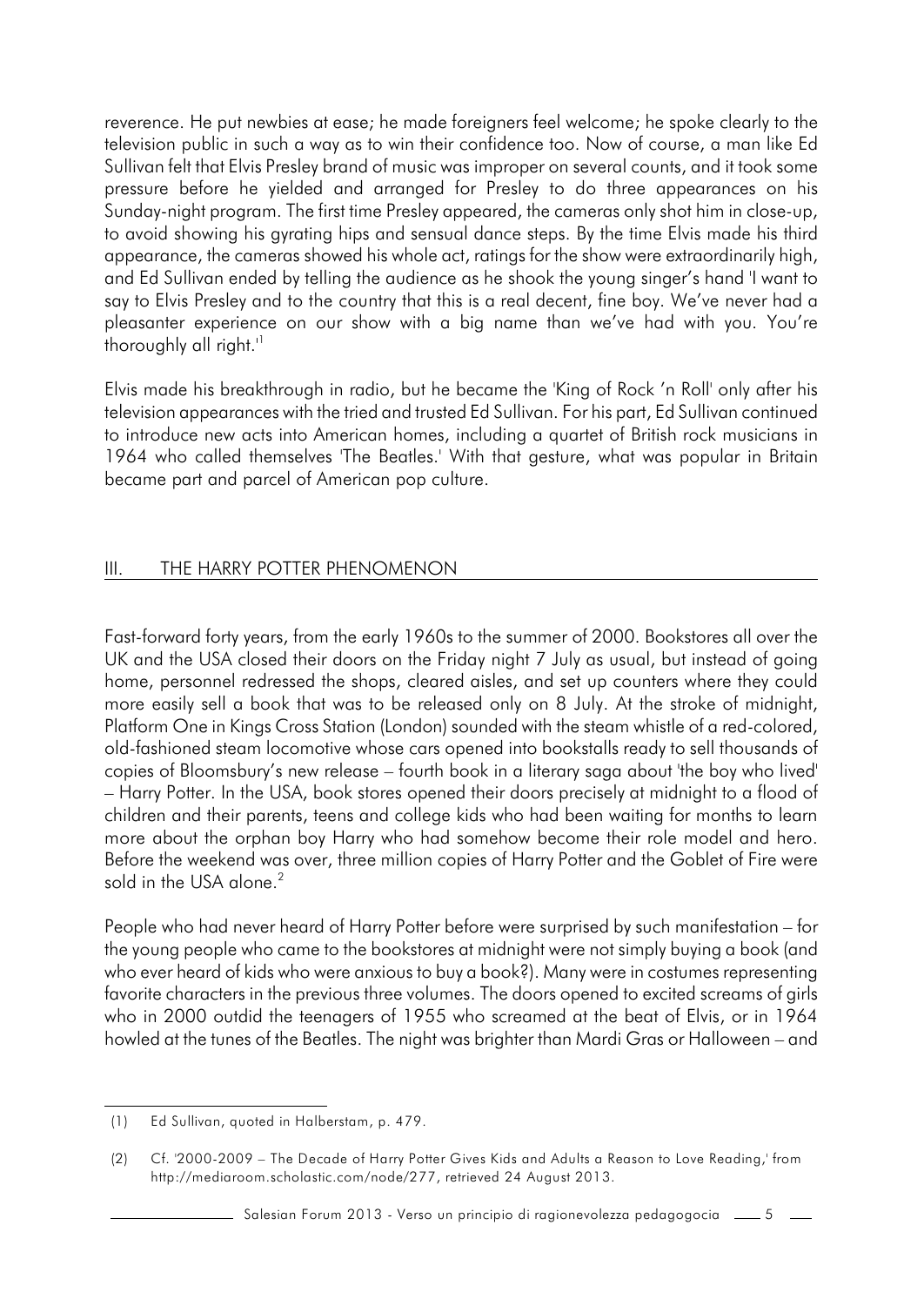reverence. He put newbies at ease; he made foreigners feel welcome; he spoke clearly to the television public in such a way as to win their confidence too. Now of course, a man like Ed Sullivan felt that Elvis Presley brand of music was improper on several counts, and it took some pressure before he yielded and arranged for Presley to do three appearances on his Sunday-night program. The first time Presley appeared, the cameras only shot him in close-up, to avoid showing his gyrating hips and sensual dance steps. By the time Elvis made his third appearance, the cameras showed his whole act, ratings for the show were extraordinarily high, and Ed Sullivan ended by telling the audience as he shook the young singer's hand 'I want to say to Elvis Presley and to the country that this is a real decent, fine boy. We've never had a pleasanter experience on our show with a big name than we've had with you. You're thoroughly all right.'[1]

Elvis made his breakthrough in radio, but he became the 'King of Rock 'n Roll' only after his television appearances with the tried and trusted Ed Sullivan. For his part, Ed Sullivan continued to introduce new acts into American homes, including a quartet of British rock musicians in 1964 who called themselves 'The Beatles.' With that gesture, what was popular in Britain became part and parcel of American pop culture.

## III. THE HARRY POTTER PHENOMENON

Fast-forward forty years, from the early 1960s to the summer of 2000. Bookstores all over the UK and the USA closed their doors on the Friday night 7 July as usual, but instead of going home, personnel redressed the shops, cleared aisles, and set up counters where they could more easily sell a book that was to be released only on 8 July. At the stroke of midnight, Platform One in Kings Cross Station (London) sounded with the steam whistle of a red-colored, old-fashioned steam locomotive whose cars opened into bookstalls ready to sell thousands of copies of Bloomsbury's new release – fourth book in a literary saga about 'the boy who lived' – Harry Potter. In the USA, book stores opened their doors precisely at midnight to a flood of children and their parents, teens and college kids who had been waiting for months to learn more about the orphan boy Harry who had somehow become their role model and hero. Before the weekend was over, three million copies of Harry Potter and the Goblet of Fire were sold in the USA alone.[2]

People who had never heard of Harry Potter before were surprised by such manifestation – for the young people who came to the bookstores at midnight were not simply buying a book (and who ever heard of kids who were anxious to buy a book?). Many were in costumes representing favorite characters in the previous three volumes. The doors opened to excited screams of girls who in 2000 outdid the teenagers of 1955 who screamed at the beat of Elvis, or in 1964 howled at the tunes of the Beatles. The night was brighter than Mardi Gras or Halloween – and

---

(1) Ed Sullivan, quoted in Halberstam, p. 479.

(2) Cf. '2000-2009 – The Decade of Harry Potter Gives Kids and Adults a Reason to Love Reading,' from http://mediaroom.scholastic.com/node/277, retrieved 24 August 2013.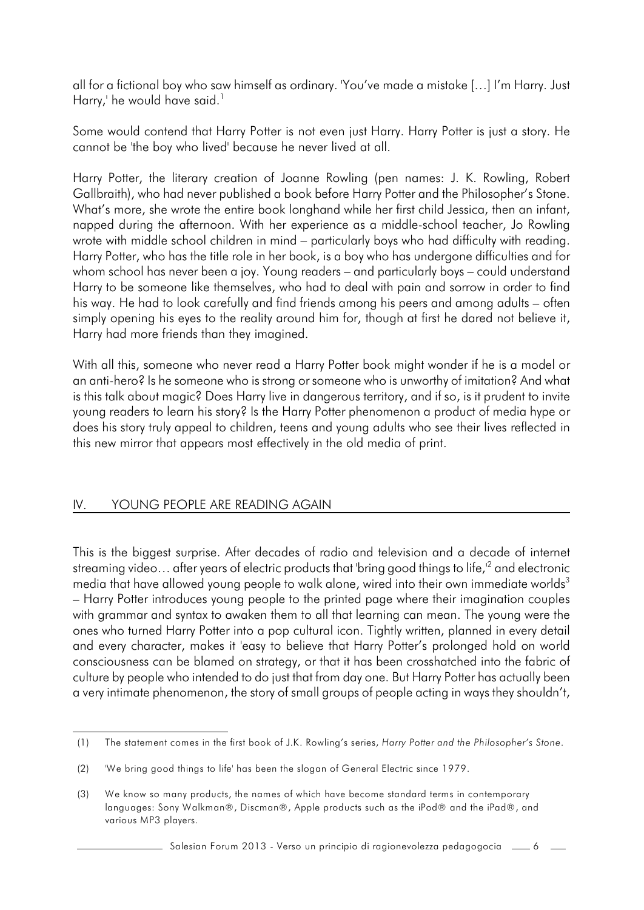all for a fictional boy who saw himself as ordinary. 'You've made a mistake [...] I'm Harry. Just Harry,' he would have said.[1]

Some would contend that Harry Potter is not even just Harry. Harry Potter is just a story. He cannot be 'the boy who lived' because he never lived at all.

Harry Potter, the literary creation of Joanne Rowling (pen names: J. K. Rowling, Robert Gallbraith), who had never published a book before Harry Potter and the Philosopher's Stone. What's more, she wrote the entire book longhand while her first child Jessica, then an infant, napped during the afternoon. With her experience as a middle-school teacher, Jo Rowling wrote with middle school children in mind – particularly boys who had difficulty with reading. Harry Potter, who has the title role in her book, is a boy who has undergone difficulties and for whom school has never been a joy. Young readers – and particularly boys – could understand Harry to be someone like themselves, who had to deal with pain and sorrow in order to find his way. He had to look carefully and find friends among his peers and among adults – often simply opening his eyes to the reality around him for, though at first he dared not believe it, Harry had more friends than they imagined.

With all this, someone who never read a Harry Potter book might wonder if he is a model or an anti-hero? Is he someone who is strong or someone who is unworthy of imitation? And what is this talk about magic? Does Harry live in dangerous territory, and if so, is it prudent to invite young readers to learn his story? Is the Harry Potter phenomenon a product of media hype or does his story truly appeal to children, teens and young adults who see their lives reflected in this new mirror that appears most effectively in the old media of print.

## IV. YOUNG PEOPLE ARE READING AGAIN

This is the biggest surprise. After decades of radio and television and a decade of internet streaming video... after years of electric products that 'bring good things to life,'[2] and electronic media that have allowed young people to walk alone, wired into their own immediate worlds[3] – Harry Potter introduces young people to the printed page where their imagination couples with grammar and syntax to awaken them to all that learning can mean. The young were the ones who turned Harry Potter into a pop cultural icon. Tightly written, planned in every detail and every character, makes it 'easy to believe that Harry Potter's prolonged hold on world consciousness can be blamed on strategy, or that it has been crosshatched into the fabric of culture by people who intended to do just that from day one. But Harry Potter has actually been a very intimate phenomenon, the story of small groups of people acting in ways they shouldn't,

---

(1) The statement comes in the first book of J.K. Rowling's series, *Harry Potter and the Philosopher's Stone*.

(2) 'We bring good things to life' has been the slogan of General Electric since 1979.

(3) We know so many products, the names of which have become standard terms in contemporary languages: Sony Walkman®, Discman®, Apple products such as the iPod® and the iPad®, and various MP3 players.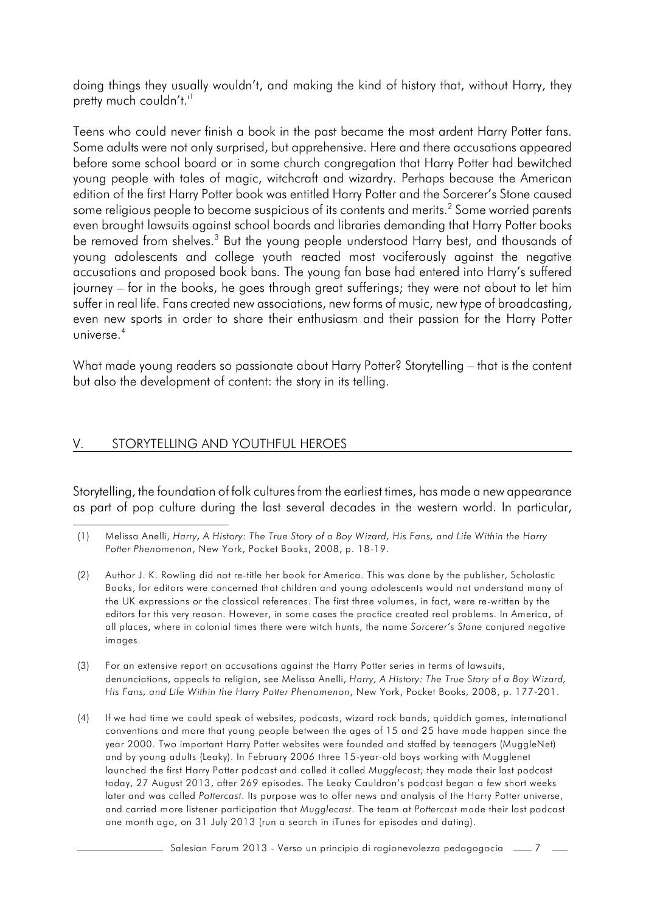doing things they usually wouldn't, and making the kind of history that, without Harry, they pretty much couldn't.'[1]

Teens who could never finish a book in the past became the most ardent Harry Potter fans. Some adults were not only surprised, but apprehensive. Here and there accusations appeared before some school board or in some church congregation that Harry Potter had bewitched young people with tales of magic, witchcraft and wizardry. Perhaps because the American edition of the first Harry Potter book was entitled Harry Potter and the Sorcerer's Stone caused some religious people to become suspicious of its contents and merits.[2] Some worried parents even brought lawsuits against school boards and libraries demanding that Harry Potter books be removed from shelves.[3] But the young people understood Harry best, and thousands of young adolescents and college youth reacted most vociferously against the negative accusations and proposed book bans. The young fan base had entered into Harry's suffered journey – for in the books, he goes through great sufferings; they were not about to let him suffer in real life. Fans created new associations, new forms of music, new type of broadcasting, even new sports in order to share their enthusiasm and their passion for the Harry Potter universe.[4]

What made young readers so passionate about Harry Potter? Storytelling – that is the content but also the development of content: the story in its telling.

## V. STORYTELLING AND YOUTHFUL HEROES

Storytelling, the foundation of folk cultures from the earliest times, has made a new appearance as part of pop culture during the last several decades in the western world. In particular,

(1) Melissa Anelli, *Harry, A History: The True Story of a Boy Wizard, His Fans, and Life Within the Harry Potter Phenomenon*, New York, Pocket Books, 2008, p. 18-19.

(2) Author J. K. Rowling did not re-title her book for America. This was done by the publisher, Scholastic Books, for editors were concerned that children and young adolescents would not understand many of the UK expressions or the classical references. The first three volumes, in fact, were re-written by the editors for this very reason. However, in some cases the practice created real problems. In America, of all places, where in colonial times there were witch hunts, the name *Sorcerer's Stone* conjured negative images.

(3) For an extensive report on accusations against the Harry Potter series in terms of lawsuits, denunciations, appeals to religion, see Melissa Anelli, *Harry, A History: The True Story of a Boy Wizard, His Fans, and Life Within the Harry Potter Phenomenon*, New York, Pocket Books, 2008, p. 177-201.

(4) If we had time we could speak of websites, podcasts, wizard rock bands, quiddich games, international conventions and more that young people between the ages of 15 and 25 have made happen since the year 2000. Two important Harry Potter websites were founded and staffed by teenagers (MuggleNet) and by young adults (Leaky). In February 2006 three 15-year-old boys working with Mugglenet launched the first Harry Potter podcast and called it called *Mugglecast*; they made their last podcast today, 27 August 2013, after 269 episodes. The Leaky Cauldron's podcast began a few short weeks later and was called *Pottercast*. Its purpose was to offer news and analysis of the Harry Potter universe, and carried more listener participation that *Mugglecast*. The team at *Pottercast* made their last podcast one month ago, on 31 July 2013 (run a search in iTunes for episodes and dating).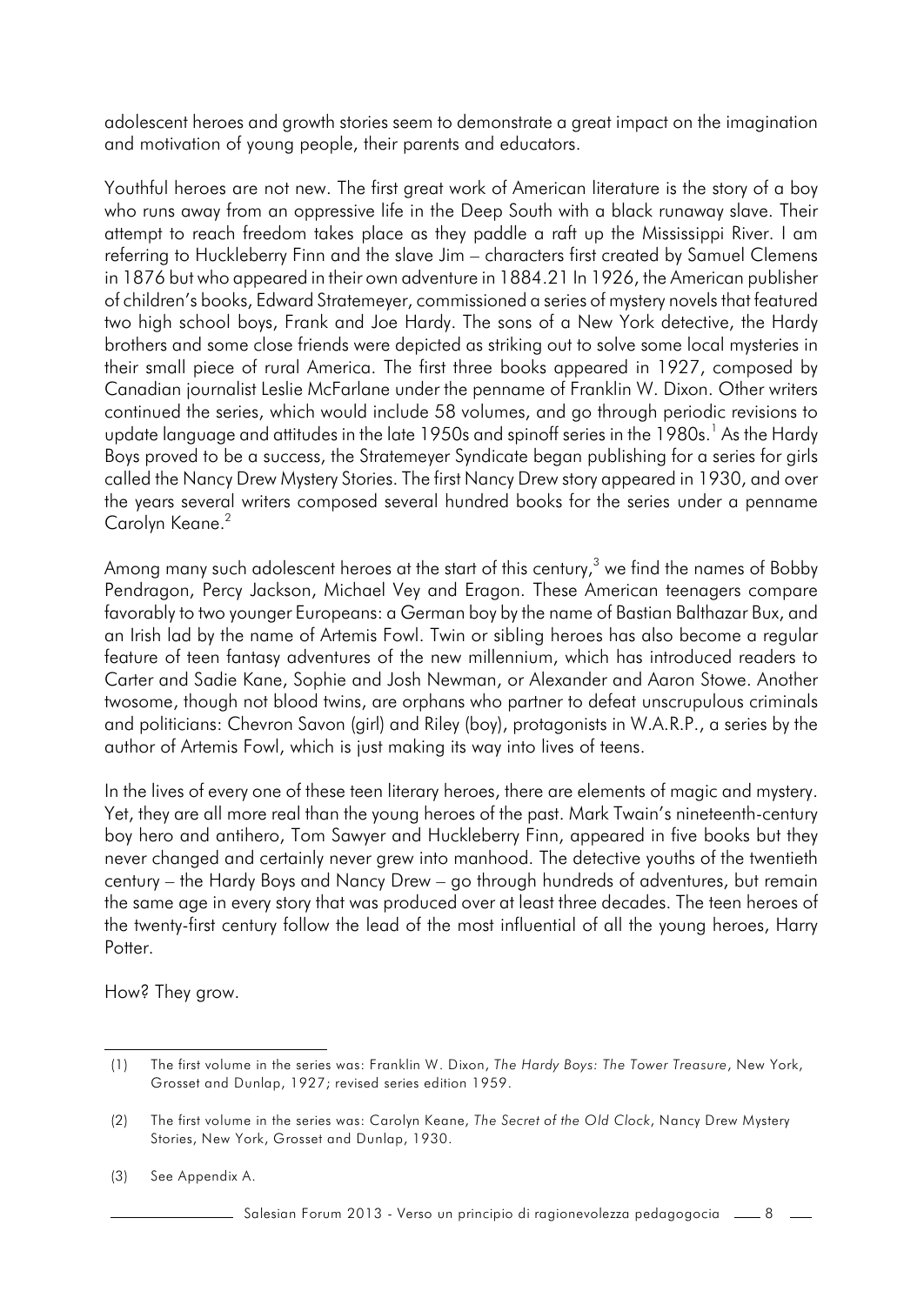adolescent heroes and growth stories seem to demonstrate a great impact on the imagination and motivation of young people, their parents and educators.

Youthful heroes are not new. The first great work of American literature is the story of a boy who runs away from an oppressive life in the Deep South with a black runaway slave. Their attempt to reach freedom takes place as they paddle a raft up the Mississippi River. I am referring to Huckleberry Finn and the slave Jim – characters first created by Samuel Clemens in 1876 but who appeared in their own adventure in 1884.21 In 1926, the American publisher of children's books, Edward Stratemeyer, commissioned a series of mystery novels that featured two high school boys, Frank and Joe Hardy. The sons of a New York detective, the Hardy brothers and some close friends were depicted as striking out to solve some local mysteries in their small piece of rural America. The first three books appeared in 1927, composed by Canadian journalist Leslie McFarlane under the penname of Franklin W. Dixon. Other writers continued the series, which would include 58 volumes, and go through periodic revisions to update language and attitudes in the late 1950s and spinoff series in the 1980s.[1] As the Hardy Boys proved to be a success, the Stratemeyer Syndicate began publishing for a series for girls called the Nancy Drew Mystery Stories. The first Nancy Drew story appeared in 1930, and over the years several writers composed several hundred books for the series under a penname Carolyn Keane.[2]

Among many such adolescent heroes at the start of this century,[3] we find the names of Bobby Pendragon, Percy Jackson, Michael Vey and Eragon. These American teenagers compare favorably to two younger Europeans: a German boy by the name of Bastian Balthazar Bux, and an Irish lad by the name of Artemis Fowl. Twin or sibling heroes has also become a regular feature of teen fantasy adventures of the new millennium, which has introduced readers to Carter and Sadie Kane, Sophie and Josh Newman, or Alexander and Aaron Stowe. Another twosome, though not blood twins, are orphans who partner to defeat unscrupulous criminals and politicians: Chevron Savon (girl) and Riley (boy), protagonists in W.A.R.P., a series by the author of Artemis Fowl, which is just making its way into lives of teens.

In the lives of every one of these teen literary heroes, there are elements of magic and mystery. Yet, they are all more real than the young heroes of the past. Mark Twain's nineteenth-century boy hero and antihero, Tom Sawyer and Huckleberry Finn, appeared in five books but they never changed and certainly never grew into manhood. The detective youths of the twentieth century – the Hardy Boys and Nancy Drew – go through hundreds of adventures, but remain the same age in every story that was produced over at least three decades. The teen heroes of the twenty-first century follow the lead of the most influential of all the young heroes, Harry Potter.

How? They grow.

---

(1) The first volume in the series was: Franklin W. Dixon, *The Hardy Boys: The Tower Treasure*, New York, Grosset and Dunlap, 1927; revised series edition 1959.

(2) The first volume in the series was: Carolyn Keane, *The Secret of the Old Clock*, Nancy Drew Mystery Stories, New York, Grosset and Dunlap, 1930.

(3) See Appendix A.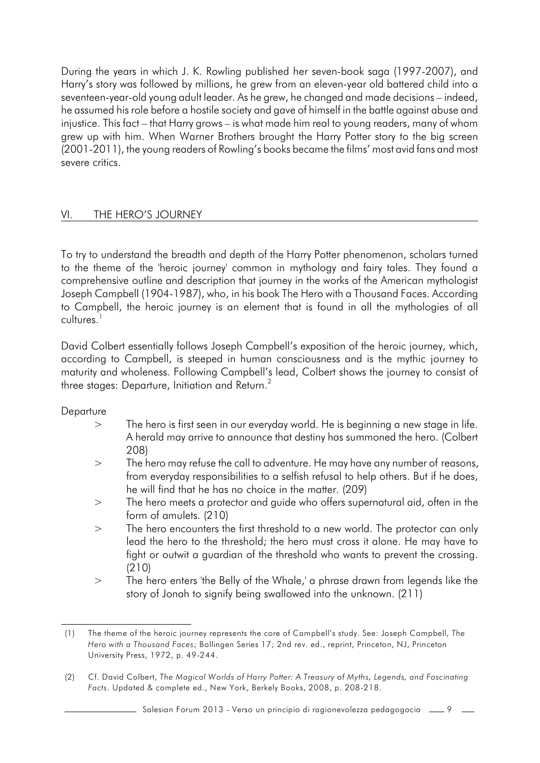During the years in which J. K. Rowling published her seven-book saga (1997-2007), and Harry's story was followed by millions, he grew from an eleven-year old battered child into a seventeen-year-old young adult leader. As he grew, he changed and made decisions – indeed, he assumed his role before a hostile society and gave of himself in the battle against abuse and injustice. This fact – that Harry grows – is what made him real to young readers, many of whom grew up with him. When Warner Brothers brought the Harry Potter story to the big screen (2001-2011), the young readers of Rowling's books became the films' most avid fans and most severe critics.

## VI. THE HERO'S JOURNEY

To try to understand the breadth and depth of the Harry Potter phenomenon, scholars turned to the theme of the 'heroic journey' common in mythology and fairy tales. They found a comprehensive outline and description that journey in the works of the American mythologist Joseph Campbell (1904-1987), who, in his book The Hero with a Thousand Faces. According to Campbell, the heroic journey is an element that is found in all the mythologies of all cultures.[1]

David Colbert essentially follows Joseph Campbell's exposition of the heroic journey, which, according to Campbell, is steeped in human consciousness and is the mythic journey to maturity and wholeness. Following Campbell's lead, Colbert shows the journey to consist of three stages: Departure, Initiation and Return.[2]

Departure

> The hero is first seen in our everyday world. He is beginning a new stage in life. A herald may arrive to announce that destiny has summoned the hero. (Colbert 208)

> The hero may refuse the call to adventure. He may have any number of reasons, from everyday responsibilities to a selfish refusal to help others. But if he does, he will find that he has no choice in the matter. (209)

> The hero meets a protector and guide who offers supernatural aid, often in the form of amulets. (210)

> The hero encounters the first threshold to a new world. The protector can only lead the hero to the threshold; the hero must cross it alone. He may have to fight or outwit a guardian of the threshold who wants to prevent the crossing. (210)

> The hero enters 'the Belly of the Whale,' a phrase drawn from legends like the story of Jonah to signify being swallowed into the unknown. (211)

---

(1) The theme of the heroic journey represents the core of Campbell's study. See: Joseph Campbell, *The Hero with a Thousand Faces*; Bollingen Series 17; 2nd rev. ed., reprint, Princeton, NJ, Princeton University Press, 1972, p. 49-244.

(2) Cf. David Colbert, *The Magical Worlds of Harry Potter: A Treasury of Myths, Legends, and Fascinating Facts*. Updated & complete ed., New York, Berkely Books, 2008, p. 208-218.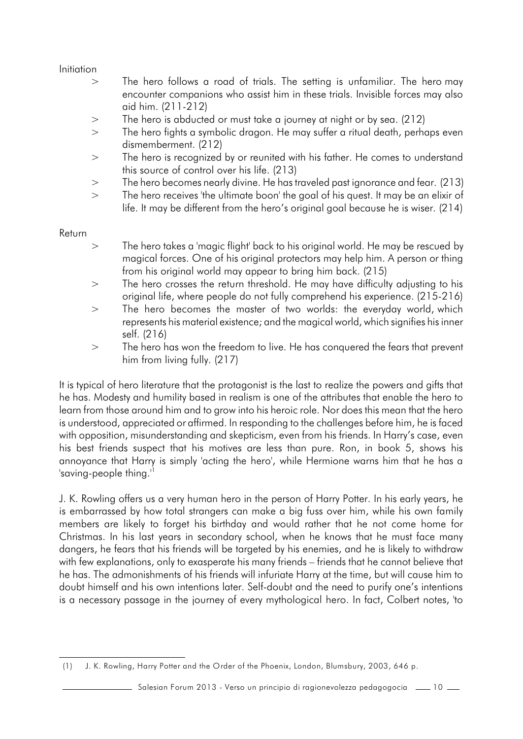Initiation

> The hero follows a road of trials. The setting is unfamiliar. The hero may encounter companions who assist him in these trials. Invisible forces may also aid him. (211-212)
> The hero is abducted or must take a journey at night or by sea. (212)
> The hero fights a symbolic dragon. He may suffer a ritual death, perhaps even dismemberment. (212)
> The hero is recognized by or reunited with his father. He comes to understand this source of control over his life. (213)
> The hero becomes nearly divine. He has traveled past ignorance and fear. (213)
> The hero receives 'the ultimate boon' the goal of his quest. It may be an elixir of life. It may be different from the hero's original goal because he is wiser. (214)

Return

> The hero takes a 'magic flight' back to his original world. He may be rescued by magical forces. One of his original protectors may help him. A person or thing from his original world may appear to bring him back. (215)
> The hero crosses the return threshold. He may have difficulty adjusting to his original life, where people do not fully comprehend his experience. (215-216)
> The hero becomes the master of two worlds: the everyday world, which represents his material existence; and the magical world, which signifies his inner self. (216)
> The hero has won the freedom to live. He has conquered the fears that prevent him from living fully. (217)

It is typical of hero literature that the protagonist is the last to realize the powers and gifts that he has. Modesty and humility based in realism is one of the attributes that enable the hero to learn from those around him and to grow into his heroic role. Nor does this mean that the hero is understood, appreciated or affirmed. In responding to the challenges before him, he is faced with opposition, misunderstanding and skepticism, even from his friends. In Harry's case, even his best friends suspect that his motives are less than pure. Ron, in book 5, shows his annoyance that Harry is simply 'acting the hero', while Hermione warns him that he has a 'saving-people thing.'[1]

J. K. Rowling offers us a very human hero in the person of Harry Potter. In his early years, he is embarrassed by how total strangers can make a big fuss over him, while his own family members are likely to forget his birthday and would rather that he not come home for Christmas. In his last years in secondary school, when he knows that he must face many dangers, he fears that his friends will be targeted by his enemies, and he is likely to withdraw with few explanations, only to exasperate his many friends – friends that he cannot believe that he has. The admonishments of his friends will infuriate Harry at the time, but will cause him to doubt himself and his own intentions later. Self-doubt and the need to purify one's intentions is a necessary passage in the journey of every mythological hero. In fact, Colbert notes, 'to

---

(1) J. K. Rowling, Harry Potter and the Order of the Phoenix, London, Blumsbury, 2003, 646 p.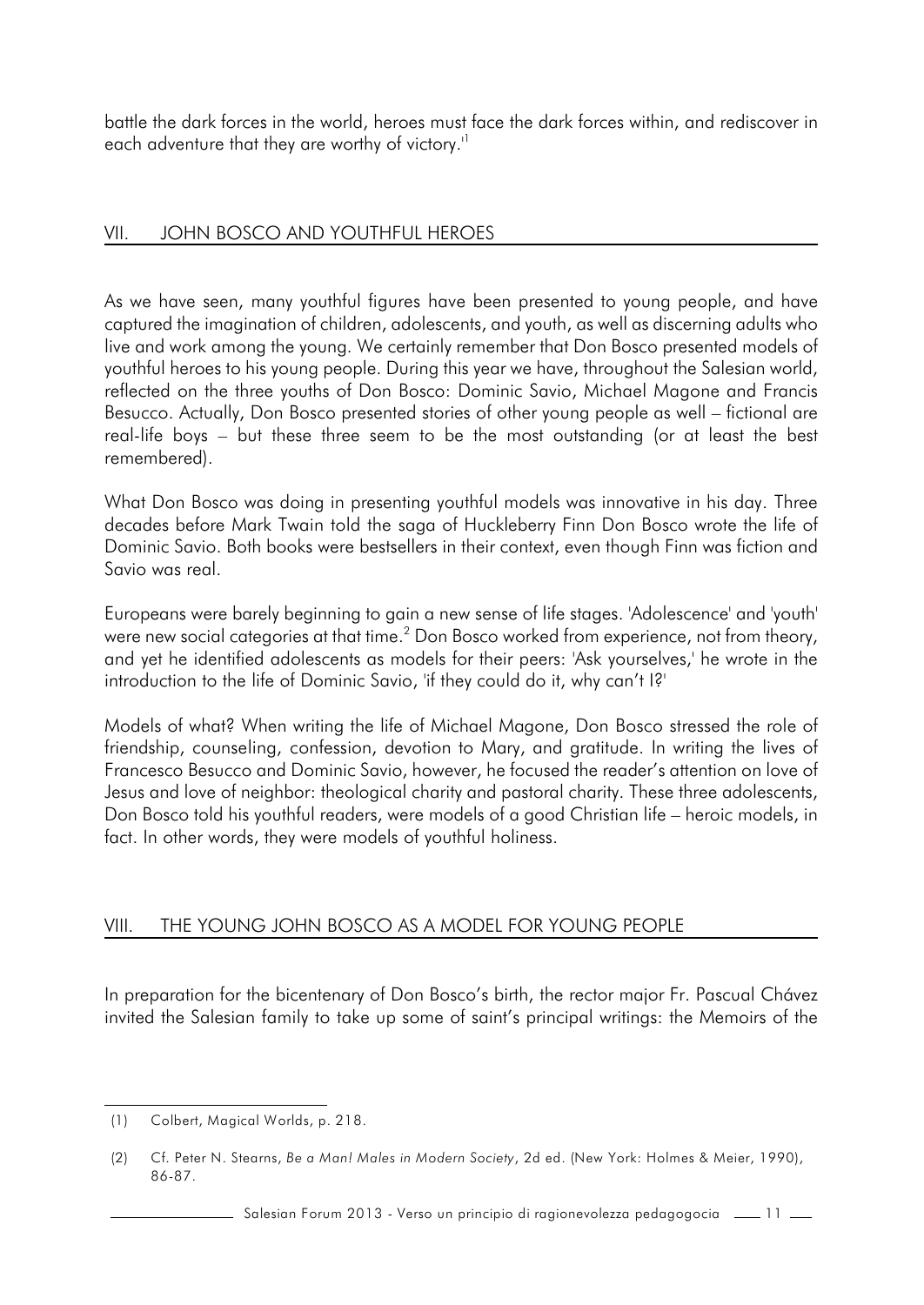battle the dark forces in the world, heroes must face the dark forces within, and rediscover in each adventure that they are worthy of victory.'[1]

## VII. JOHN BOSCO AND YOUTHFUL HEROES

As we have seen, many youthful figures have been presented to young people, and have captured the imagination of children, adolescents, and youth, as well as discerning adults who live and work among the young. We certainly remember that Don Bosco presented models of youthful heroes to his young people. During this year we have, throughout the Salesian world, reflected on the three youths of Don Bosco: Dominic Savio, Michael Magone and Francis Besucco. Actually, Don Bosco presented stories of other young people as well – fictional are real-life boys – but these three seem to be the most outstanding (or at least the best remembered).

What Don Bosco was doing in presenting youthful models was innovative in his day. Three decades before Mark Twain told the saga of Huckleberry Finn Don Bosco wrote the life of Dominic Savio. Both books were bestsellers in their context, even though Finn was fiction and Savio was real.

Europeans were barely beginning to gain a new sense of life stages. 'Adolescence' and 'youth' were new social categories at that time.[2] Don Bosco worked from experience, not from theory, and yet he identified adolescents as models for their peers: 'Ask yourselves,' he wrote in the introduction to the life of Dominic Savio, 'if they could do it, why can't I?'

Models of what? When writing the life of Michael Magone, Don Bosco stressed the role of friendship, counseling, confession, devotion to Mary, and gratitude. In writing the lives of Francesco Besucco and Dominic Savio, however, he focused the reader's attention on love of Jesus and love of neighbor: theological charity and pastoral charity. These three adolescents, Don Bosco told his youthful readers, were models of a good Christian life – heroic models, in fact. In other words, they were models of youthful holiness.

## VIII. THE YOUNG JOHN BOSCO AS A MODEL FOR YOUNG PEOPLE

In preparation for the bicentenary of Don Bosco's birth, the rector major Fr. Pascual Chávez invited the Salesian family to take up some of saint's principal writings: the Memoirs of the

---

(1) Colbert, Magical Worlds, p. 218.

(2) Cf. Peter N. Stearns, *Be a Man! Males in Modern Society*, 2d ed. (New York: Holmes & Meier, 1990), 86-87.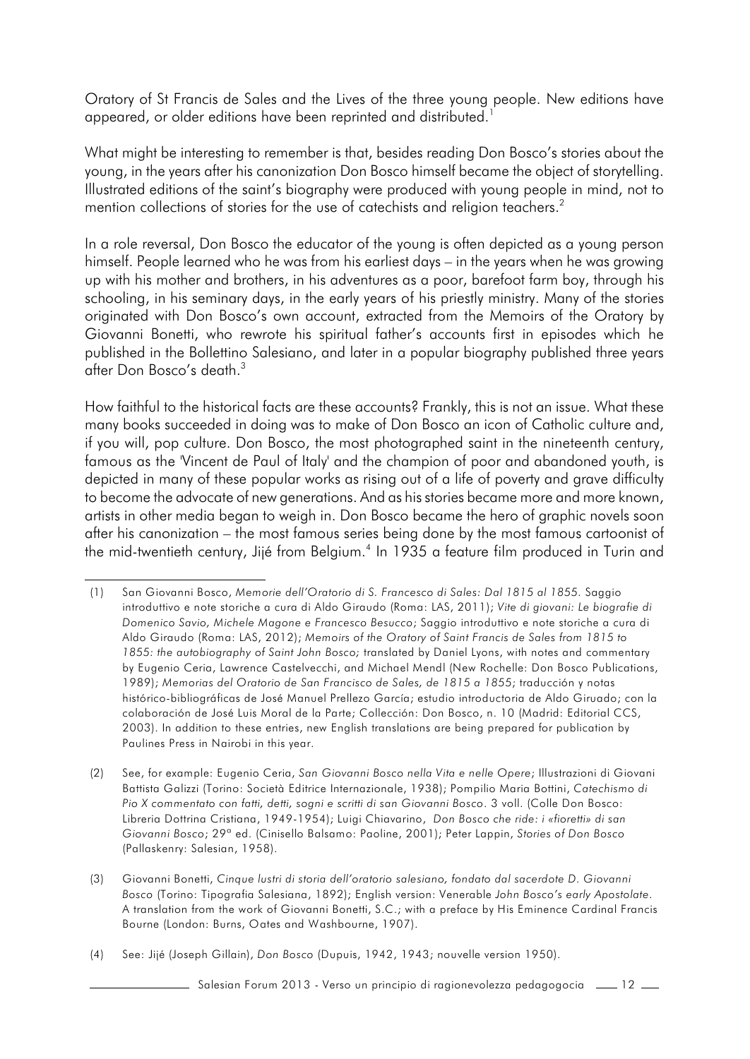Oratory of St Francis de Sales and the Lives of the three young people. New editions have appeared, or older editions have been reprinted and distributed.[1]

What might be interesting to remember is that, besides reading Don Bosco's stories about the young, in the years after his canonization Don Bosco himself became the object of storytelling. Illustrated editions of the saint's biography were produced with young people in mind, not to mention collections of stories for the use of catechists and religion teachers.[2]

In a role reversal, Don Bosco the educator of the young is often depicted as a young person himself. People learned who he was from his earliest days – in the years when he was growing up with his mother and brothers, in his adventures as a poor, barefoot farm boy, through his schooling, in his seminary days, in the early years of his priestly ministry. Many of the stories originated with Don Bosco's own account, extracted from the Memoirs of the Oratory by Giovanni Bonetti, who rewrote his spiritual father's accounts first in episodes which he published in the Bollettino Salesiano, and later in a popular biography published three years after Don Bosco's death.[3]

How faithful to the historical facts are these accounts? Frankly, this is not an issue. What these many books succeeded in doing was to make of Don Bosco an icon of Catholic culture and, if you will, pop culture. Don Bosco, the most photographed saint in the nineteenth century, famous as the 'Vincent de Paul of Italy' and the champion of poor and abandoned youth, is depicted in many of these popular works as rising out of a life of poverty and grave difficulty to become the advocate of new generations. And as his stories became more and more known, artists in other media began to weigh in. Don Bosco became the hero of graphic novels soon after his canonization – the most famous series being done by the most famous cartoonist of the mid-twentieth century, Jijé from Belgium.[4] In 1935 a feature film produced in Turin and

---

(1) San Giovanni Bosco, *Memorie dell'Oratorio di S. Francesco di Sales: Dal 1815 al 1855.* Saggio introduttivo e note storiche a cura di Aldo Giraudo (Roma: LAS, 2011); *Vite di giovani: Le biografie di Domenico Savio, Michele Magone e Francesco Besucco*; Saggio introduttivo e note storiche a cura di Aldo Giraudo (Roma: LAS, 2012); *Memoirs of the Oratory of Saint Francis de Sales from 1815 to 1855: the autobiography of Saint John Bosco;* translated by Daniel Lyons, with notes and commentary by Eugenio Ceria, Lawrence Castelvecchi, and Michael Mendl (New Rochelle: Don Bosco Publications, 1989); *Memorias del Oratorio de San Francisco de Sales, de 1815 a 1855*; traducción y notas histórico-bibliográficas de José Manuel Prellezo García; estudio introductoria de Aldo Giruado; con la colaboración de José Luis Moral de la Parte; Collección: Don Bosco, n. 10 (Madrid: Editorial CCS, 2003). In addition to these entries, new English translations are being prepared for publication by Paulines Press in Nairobi in this year.

(2) See, for example: Eugenio Ceria, *San Giovanni Bosco nella Vita e nelle Opere*; Illustrazioni di Giovani Battista Galizzi (Torino: Società Editrice Internazionale, 1938); Pompilio Maria Bottini, *Catechismo di Pio X commentato con fatti, detti, sogni e scritti di san Giovanni Bosco*. 3 voll. (Colle Don Bosco: Libreria Dottrina Cristiana, 1949-1954); Luigi Chiavarino, *Don Bosco che ride: i «fioretti» di san Giovanni Bosco*; 29ª ed. (Cinisello Balsamo: Paoline, 2001); Peter Lappin, *Stories of Don Bosco* (Pallaskenry: Salesian, 1958).

(3) Giovanni Bonetti, *Cinque lustri di storia dell'oratorio salesiano, fondato dal sacerdote D. Giovanni Bosco* (Torino: Tipografia Salesiana, 1892); English version: Venerable *John Bosco's early Apostolate*. A translation from the work of Giovanni Bonetti, S.C.; with a preface by His Eminence Cardinal Francis Bourne (London: Burns, Oates and Washbourne, 1907).

(4) See: Jijé (Joseph Gillain), *Don Bosco* (Dupuis, 1942, 1943; nouvelle version 1950).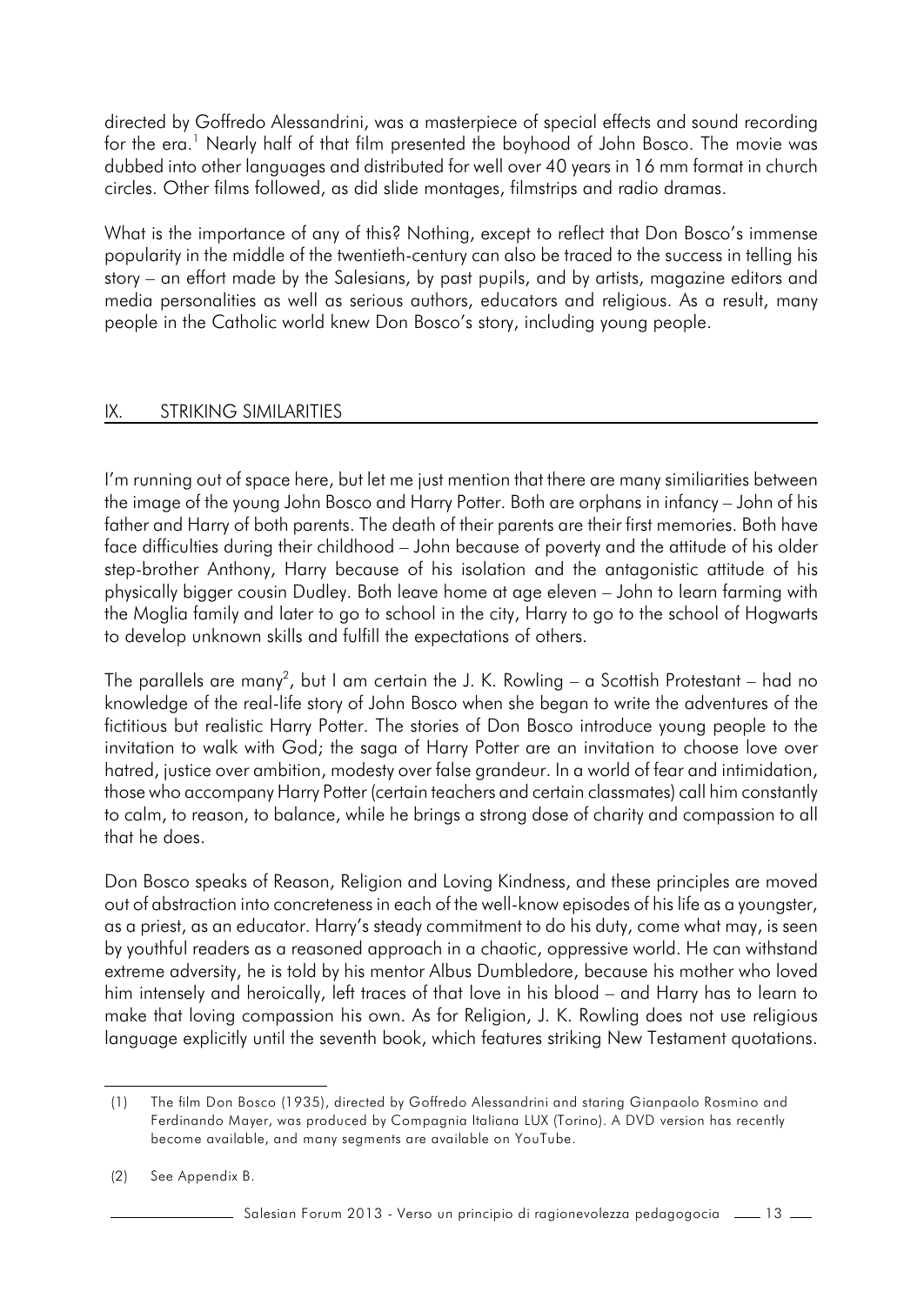directed by Goffredo Alessandrini, was a masterpiece of special effects and sound recording for the era.[1] Nearly half of that film presented the boyhood of John Bosco. The movie was dubbed into other languages and distributed for well over 40 years in 16 mm format in church circles. Other films followed, as did slide montages, filmstrips and radio dramas.

What is the importance of any of this? Nothing, except to reflect that Don Bosco's immense popularity in the middle of the twentieth-century can also be traced to the success in telling his story – an effort made by the Salesians, by past pupils, and by artists, magazine editors and media personalities as well as serious authors, educators and religious. As a result, many people in the Catholic world knew Don Bosco's story, including young people.

## IX. STRIKING SIMILARITIES

I'm running out of space here, but let me just mention that there are many similiarities between the image of the young John Bosco and Harry Potter. Both are orphans in infancy – John of his father and Harry of both parents. The death of their parents are their first memories. Both have face difficulties during their childhood – John because of poverty and the attitude of his older step-brother Anthony, Harry because of his isolation and the antagonistic attitude of his physically bigger cousin Dudley. Both leave home at age eleven – John to learn farming with the Moglia family and later to go to school in the city, Harry to go to the school of Hogwarts to develop unknown skills and fulfill the expectations of others.

The parallels are many[2], but I am certain the J. K. Rowling – a Scottish Protestant – had no knowledge of the real-life story of John Bosco when she began to write the adventures of the fictitious but realistic Harry Potter. The stories of Don Bosco introduce young people to the invitation to walk with God; the saga of Harry Potter are an invitation to choose love over hatred, justice over ambition, modesty over false grandeur. In a world of fear and intimidation, those who accompany Harry Potter (certain teachers and certain classmates) call him constantly to calm, to reason, to balance, while he brings a strong dose of charity and compassion to all that he does.

Don Bosco speaks of Reason, Religion and Loving Kindness, and these principles are moved out of abstraction into concreteness in each of the well-know episodes of his life as a youngster, as a priest, as an educator. Harry's steady commitment to do his duty, come what may, is seen by youthful readers as a reasoned approach in a chaotic, oppressive world. He can withstand extreme adversity, he is told by his mentor Albus Dumbledore, because his mother who loved him intensely and heroically, left traces of that love in his blood – and Harry has to learn to make that loving compassion his own. As for Religion, J. K. Rowling does not use religious language explicitly until the seventh book, which features striking New Testament quotations.

---

(1) The film Don Bosco (1935), directed by Goffredo Alessandrini and staring Gianpaolo Rosmino and Ferdinando Mayer, was produced by Compagnia Italiana LUX (Torino). A DVD version has recently become available, and many segments are available on YouTube.

(2) See Appendix B.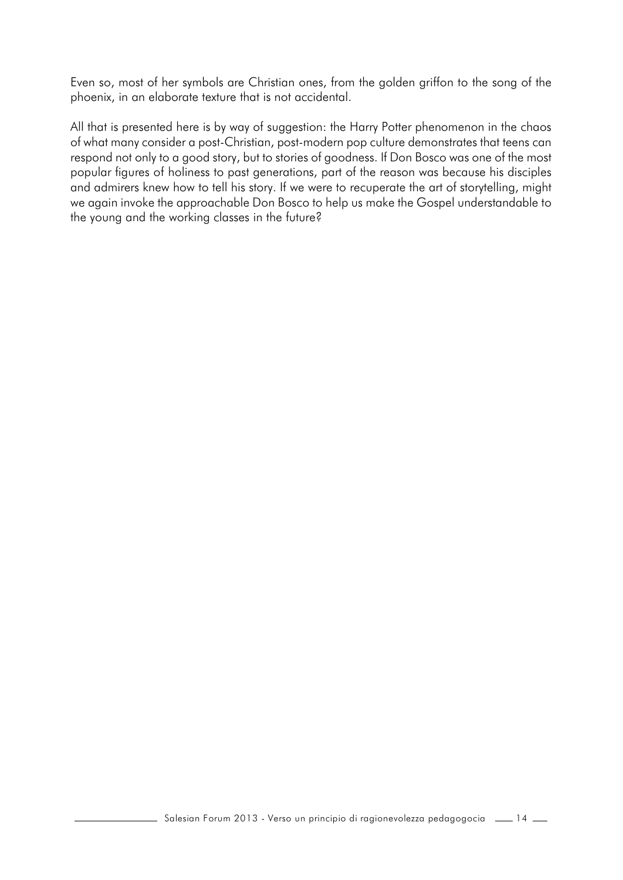Even so, most of her symbols are Christian ones, from the golden griffon to the song of the phoenix, in an elaborate texture that is not accidental.

All that is presented here is by way of suggestion: the Harry Potter phenomenon in the chaos of what many consider a post-Christian, post-modern pop culture demonstrates that teens can respond not only to a good story, but to stories of goodness. If Don Bosco was one of the most popular figures of holiness to past generations, part of the reason was because his disciples and admirers knew how to tell his story. If we were to recuperate the art of storytelling, might we again invoke the approachable Don Bosco to help us make the Gospel understandable to the young and the working classes in the future?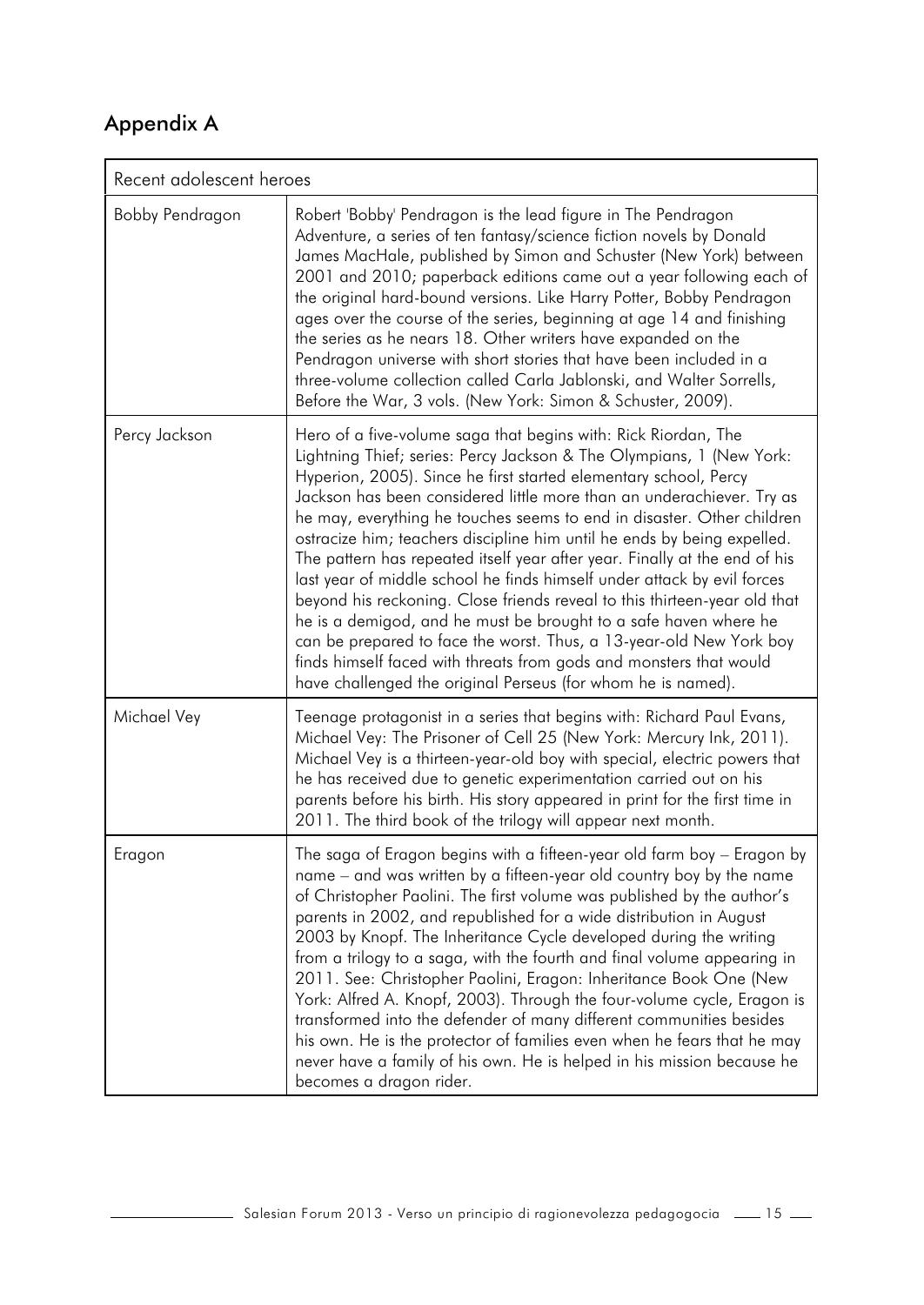## Appendix A

| Recent adolescent heroes | |
|---|---|
| Bobby Pendragon | Robert 'Bobby' Pendragon is the lead figure in The Pendragon Adventure, a series of ten fantasy/science fiction novels by Donald James MacHale, published by Simon and Schuster (New York) between 2001 and 2010; paperback editions came out a year following each of the original hard-bound versions. Like Harry Potter, Bobby Pendragon ages over the course of the series, beginning at age 14 and finishing the series as he nears 18. Other writers have expanded on the Pendragon universe with short stories that have been included in a three-volume collection called Carla Jablonski, and Walter Sorrells, Before the War, 3 vols. (New York: Simon & Schuster, 2009). |
| Percy Jackson | Hero of a five-volume saga that begins with: Rick Riordan, The Lightning Thief; series: Percy Jackson & The Olympians, 1 (New York: Hyperion, 2005). Since he first started elementary school, Percy Jackson has been considered little more than an underachiever. Try as he may, everything he touches seems to end in disaster. Other children ostracize him; teachers discipline him until he ends by being expelled. The pattern has repeated itself year after year. Finally at the end of his last year of middle school he finds himself under attack by evil forces beyond his reckoning. Close friends reveal to this thirteen-year old that he is a demigod, and he must be brought to a safe haven where he can be prepared to face the worst. Thus, a 13-year-old New York boy finds himself faced with threats from gods and monsters that would have challenged the original Perseus (for whom he is named). |
| Michael Vey | Teenage protagonist in a series that begins with: Richard Paul Evans, Michael Vey: The Prisoner of Cell 25 (New York: Mercury Ink, 2011). Michael Vey is a thirteen-year-old boy with special, electric powers that he has received due to genetic experimentation carried out on his parents before his birth. His story appeared in print for the first time in 2011. The third book of the trilogy will appear next month. |
| Eragon | The saga of Eragon begins with a fifteen-year old farm boy – Eragon by name – and was written by a fifteen-year old country boy by the name of Christopher Paolini. The first volume was published by the author's parents in 2002, and republished for a wide distribution in August 2003 by Knopf. The Inheritance Cycle developed during the writing from a trilogy to a saga, with the fourth and final volume appearing in 2011. See: Christopher Paolini, Eragon: Inheritance Book One (New York: Alfred A. Knopf, 2003). Through the four-volume cycle, Eragon is transformed into the defender of many different communities besides his own. He is the protector of families even when he fears that he may never have a family of his own. He is helped in his mission because he becomes a dragon rider. |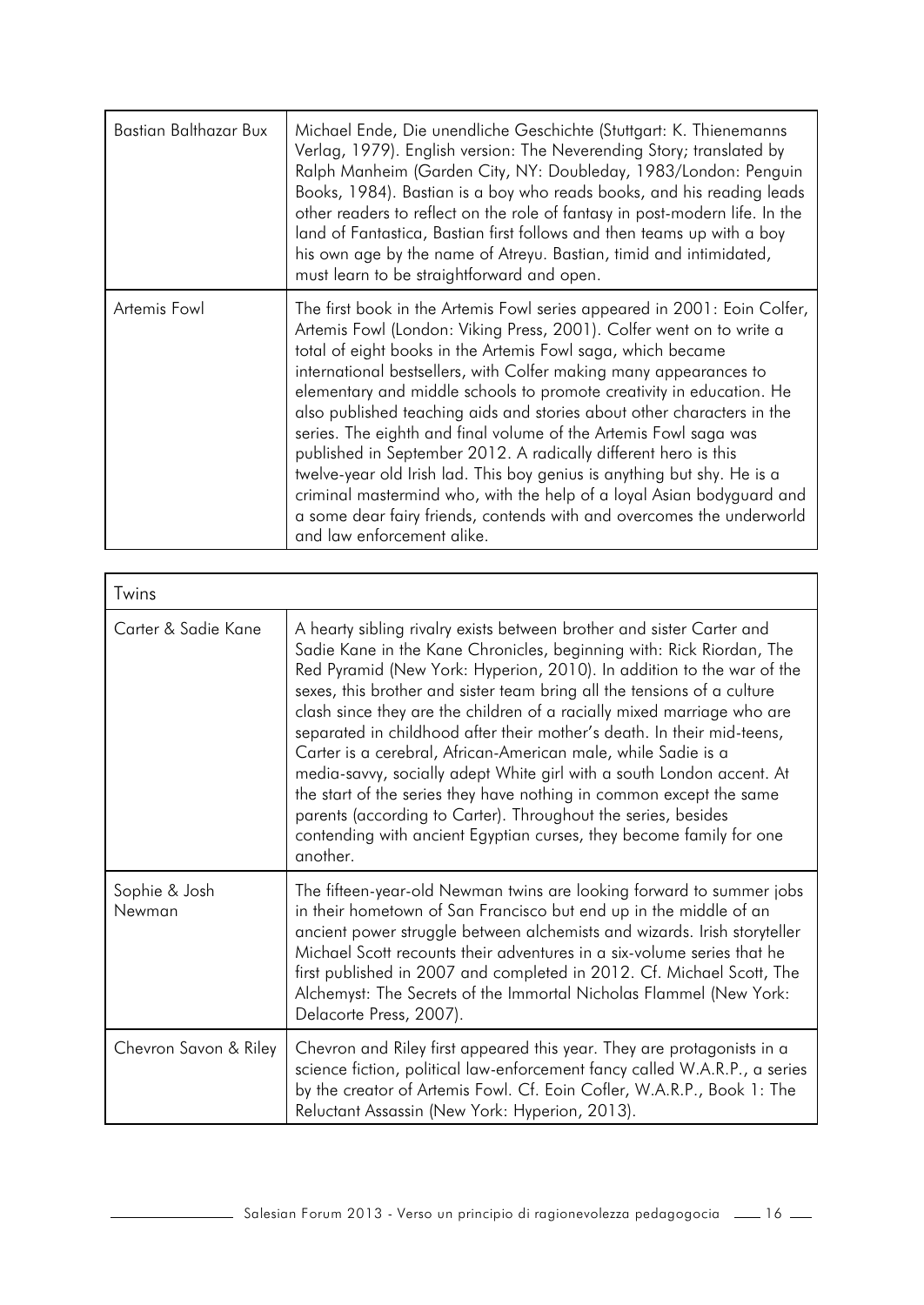| | |
|---|---|
| Bastian Balthazar Bux | Michael Ende, Die unendliche Geschichte (Stuttgart: K. Thienemanns Verlag, 1979). English version: The Neverending Story; translated by Ralph Manheim (Garden City, NY: Doubleday, 1983/London: Penguin Books, 1984). Bastian is a boy who reads books, and his reading leads other readers to reflect on the role of fantasy in post-modern life. In the land of Fantastica, Bastian first follows and then teams up with a boy his own age by the name of Atreyu. Bastian, timid and intimidated, must learn to be straightforward and open. |
| Artemis Fowl | The first book in the Artemis Fowl series appeared in 2001: Eoin Colfer, Artemis Fowl (London: Viking Press, 2001). Colfer went on to write a total of eight books in the Artemis Fowl saga, which became international bestsellers, with Colfer making many appearances to elementary and middle schools to promote creativity in education. He also published teaching aids and stories about other characters in the series. The eighth and final volume of the Artemis Fowl saga was published in September 2012. A radically different hero is this twelve-year old Irish lad. This boy genius is anything but shy. He is a criminal mastermind who, with the help of a loyal Asian bodyguard and a some dear fairy friends, contends with and overcomes the underworld and law enforcement alike. |

| Twins | |
|---|---|
| Carter & Sadie Kane | A hearty sibling rivalry exists between brother and sister Carter and Sadie Kane in the Kane Chronicles, beginning with: Rick Riordan, The Red Pyramid (New York: Hyperion, 2010). In addition to the war of the sexes, this brother and sister team bring all the tensions of a culture clash since they are the children of a racially mixed marriage who are separated in childhood after their mother's death. In their mid-teens, Carter is a cerebral, African-American male, while Sadie is a media-savvy, socially adept White girl with a south London accent. At the start of the series they have nothing in common except the same parents (according to Carter). Throughout the series, besides contending with ancient Egyptian curses, they become family for one another. |
| Sophie & Josh Newman | The fifteen-year-old Newman twins are looking forward to summer jobs in their hometown of San Francisco but end up in the middle of an ancient power struggle between alchemists and wizards. Irish storyteller Michael Scott recounts their adventures in a six-volume series that he first published in 2007 and completed in 2012. Cf. Michael Scott, The Alchemyst: The Secrets of the Immortal Nicholas Flammel (New York: Delacorte Press, 2007). |
| Chevron Savon & Riley | Chevron and Riley first appeared this year. They are protagonists in a science fiction, political law-enforcement fancy called W.A.R.P., a series by the creator of Artemis Fowl. Cf. Eoin Cofler, W.A.R.P., Book 1: The Reluctant Assassin (New York: Hyperion, 2013). |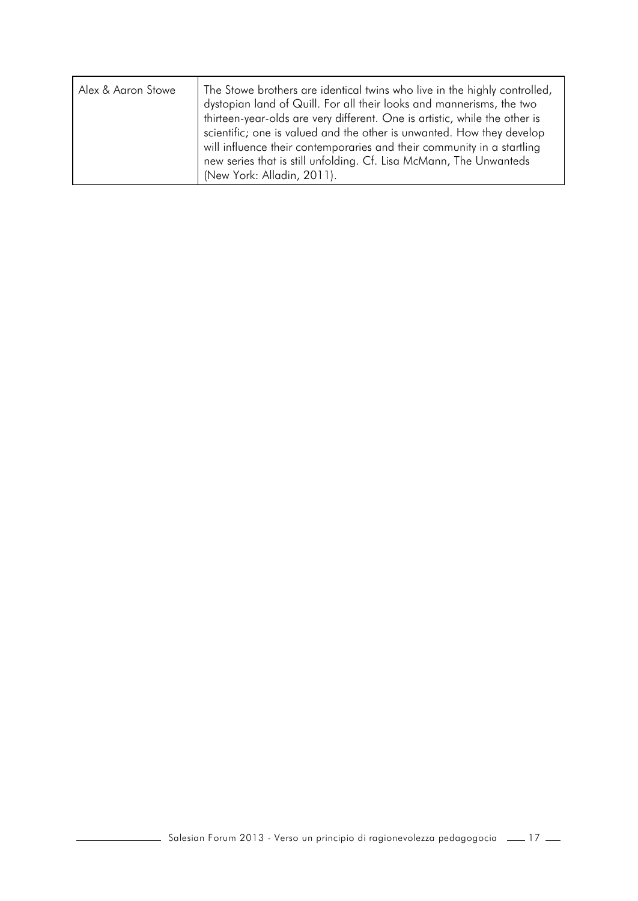| | |
|---|---|
| Alex & Aaron Stowe | The Stowe brothers are identical twins who live in the highly controlled, dystopian land of Quill. For all their looks and mannerisms, the two thirteen-year-olds are very different. One is artistic, while the other is scientific; one is valued and the other is unwanted. How they develop will influence their contemporaries and their community in a startling new series that is still unfolding. Cf. Lisa McMann, The Unwanteds (New York: Alladin, 2011). |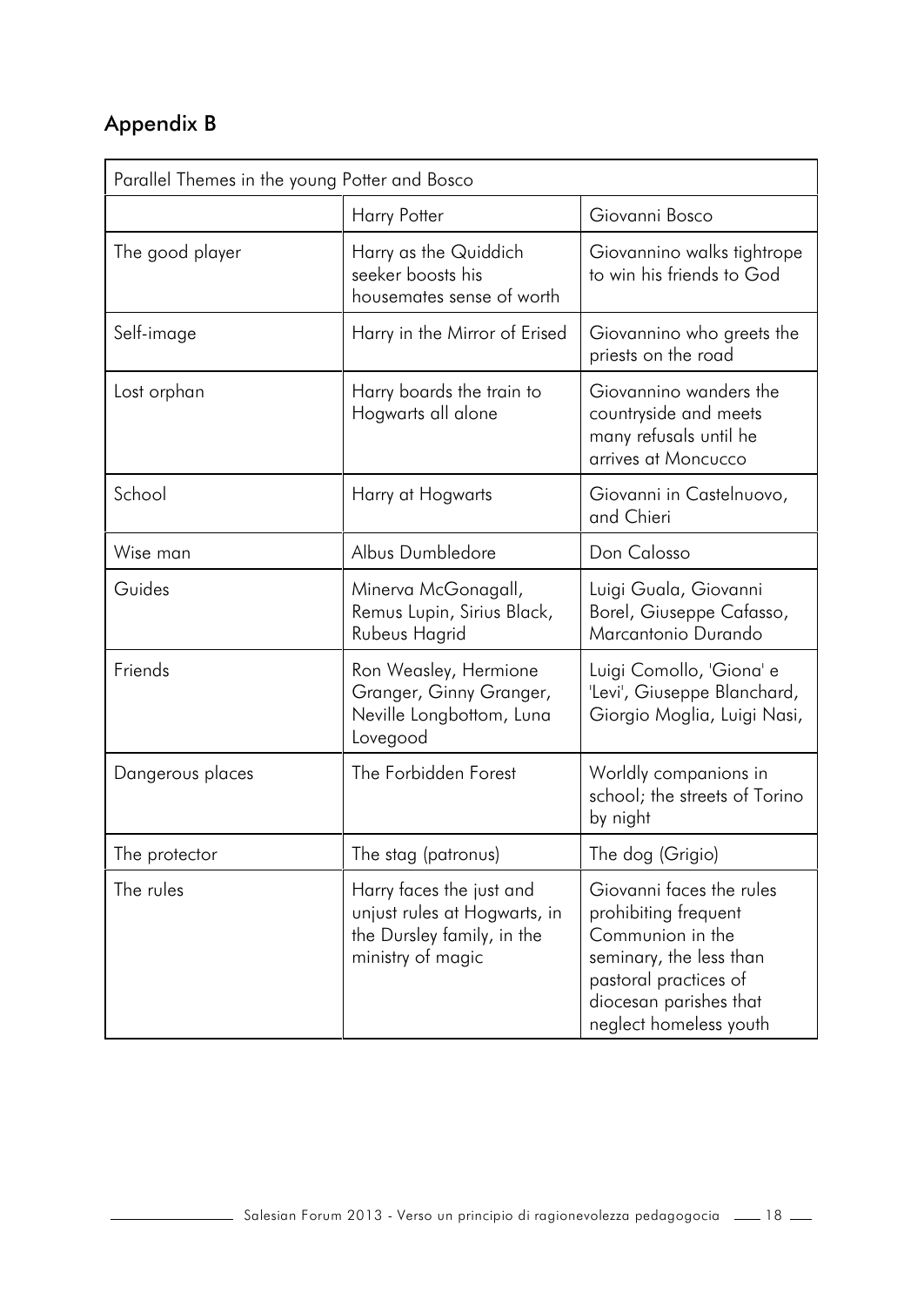## Appendix B

| Parallel Themes in the young Potter and Bosco | | |
|---|---|---|
| | Harry Potter | Giovanni Bosco |
| The good player | Harry as the Quiddich seeker boosts his housemates sense of worth | Giovannino walks tightrope to win his friends to God |
| Self-image | Harry in the Mirror of Erised | Giovannino who greets the priests on the road |
| Lost orphan | Harry boards the train to Hogwarts all alone | Giovannino wanders the countryside and meets many refusals until he arrives at Moncucco |
| School | Harry at Hogwarts | Giovanni in Castelnuovo, and Chieri |
| Wise man | Albus Dumbledore | Don Calosso |
| Guides | Minerva McGonagall, Remus Lupin, Sirius Black, Rubeus Hagrid | Luigi Guala, Giovanni Borel, Giuseppe Cafasso, Marcantonio Durando |
| Friends | Ron Weasley, Hermione Granger, Ginny Granger, Neville Longbottom, Luna Lovegood | Luigi Comollo, 'Giona' e 'Levi', Giuseppe Blanchard, Giorgio Moglia, Luigi Nasi, |
| Dangerous places | The Forbidden Forest | Worldly companions in school; the streets of Torino by night |
| The protector | The stag (patronus) | The dog (Grigio) |
| The rules | Harry faces the just and unjust rules at Hogwarts, in the Dursley family, in the ministry of magic | Giovanni faces the rules prohibiting frequent Communion in the seminary, the less than pastoral practices of diocesan parishes that neglect homeless youth |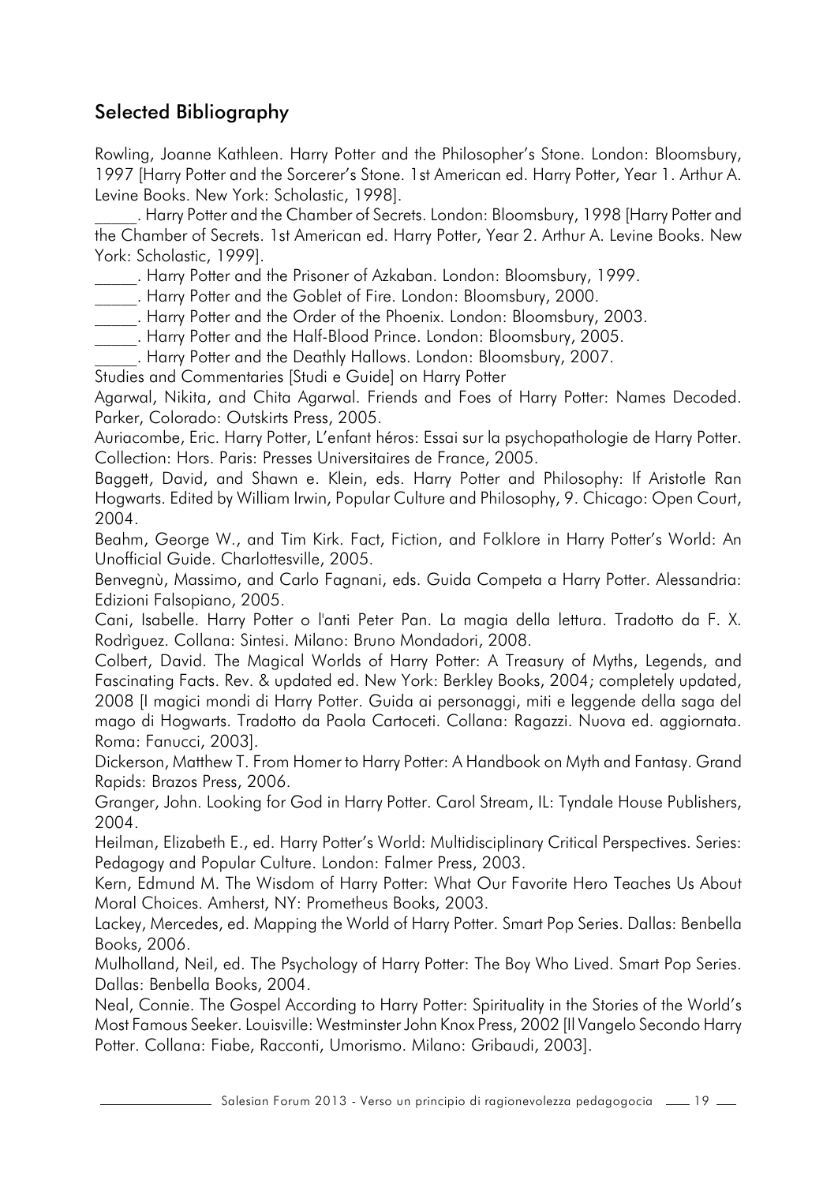## Selected Bibliography

Rowling, Joanne Kathleen. Harry Potter and the Philosopher's Stone. London: Bloomsbury, 1997 [Harry Potter and the Sorcerer's Stone. 1st American ed. Harry Potter, Year 1. Arthur A. Levine Books. New York: Scholastic, 1998].

_____. Harry Potter and the Chamber of Secrets. London: Bloomsbury, 1998 [Harry Potter and the Chamber of Secrets. 1st American ed. Harry Potter, Year 2. Arthur A. Levine Books. New York: Scholastic, 1999].

_____. Harry Potter and the Prisoner of Azkaban. London: Bloomsbury, 1999.

_____. Harry Potter and the Goblet of Fire. London: Bloomsbury, 2000.

_____. Harry Potter and the Order of the Phoenix. London: Bloomsbury, 2003.

_____. Harry Potter and the Half-Blood Prince. London: Bloomsbury, 2005.

_____. Harry Potter and the Deathly Hallows. London: Bloomsbury, 2007.

Studies and Commentaries [Studi e Guide] on Harry Potter

Agarwal, Nikita, and Chita Agarwal. Friends and Foes of Harry Potter: Names Decoded. Parker, Colorado: Outskirts Press, 2005.

Auriacombe, Eric. Harry Potter, L'enfant héros: Essai sur la psychopathologie de Harry Potter. Collection: Hors. Paris: Presses Universitaires de France, 2005.

Baggett, David, and Shawn e. Klein, eds. Harry Potter and Philosophy: If Aristotle Ran Hogwarts. Edited by William Irwin, Popular Culture and Philosophy, 9. Chicago: Open Court, 2004.

Beahm, George W., and Tim Kirk. Fact, Fiction, and Folklore in Harry Potter's World: An Unofficial Guide. Charlottesville, 2005.

Benvegnù, Massimo, and Carlo Fagnani, eds. Guida Competa a Harry Potter. Alessandria: Edizioni Falsopiano, 2005.

Cani, Isabelle. Harry Potter o l'anti Peter Pan. La magia della lettura. Tradotto da F. X. Rodrìguez. Collana: Sintesi. Milano: Bruno Mondadori, 2008.

Colbert, David. The Magical Worlds of Harry Potter: A Treasury of Myths, Legends, and Fascinating Facts. Rev. & updated ed. New York: Berkley Books, 2004; completely updated, 2008 [I magici mondi di Harry Potter. Guida ai personaggi, miti e leggende della saga del mago di Hogwarts. Tradotto da Paola Cartoceti. Collana: Ragazzi. Nuova ed. aggiornata. Roma: Fanucci, 2003].

Dickerson, Matthew T. From Homer to Harry Potter: A Handbook on Myth and Fantasy. Grand Rapids: Brazos Press, 2006.

Granger, John. Looking for God in Harry Potter. Carol Stream, IL: Tyndale House Publishers, 2004.

Heilman, Elizabeth E., ed. Harry Potter's World: Multidisciplinary Critical Perspectives. Series: Pedagogy and Popular Culture. London: Falmer Press, 2003.

Kern, Edmund M. The Wisdom of Harry Potter: What Our Favorite Hero Teaches Us About Moral Choices. Amherst, NY: Prometheus Books, 2003.

Lackey, Mercedes, ed. Mapping the World of Harry Potter. Smart Pop Series. Dallas: Benbella Books, 2006.

Mulholland, Neil, ed. The Psychology of Harry Potter: The Boy Who Lived. Smart Pop Series. Dallas: Benbella Books, 2004.

Neal, Connie. The Gospel According to Harry Potter: Spirituality in the Stories of the World's Most Famous Seeker. Louisville: Westminster John Knox Press, 2002 [Il Vangelo Secondo Harry Potter. Collana: Fiabe, Racconti, Umorismo. Milano: Gribaudi, 2003].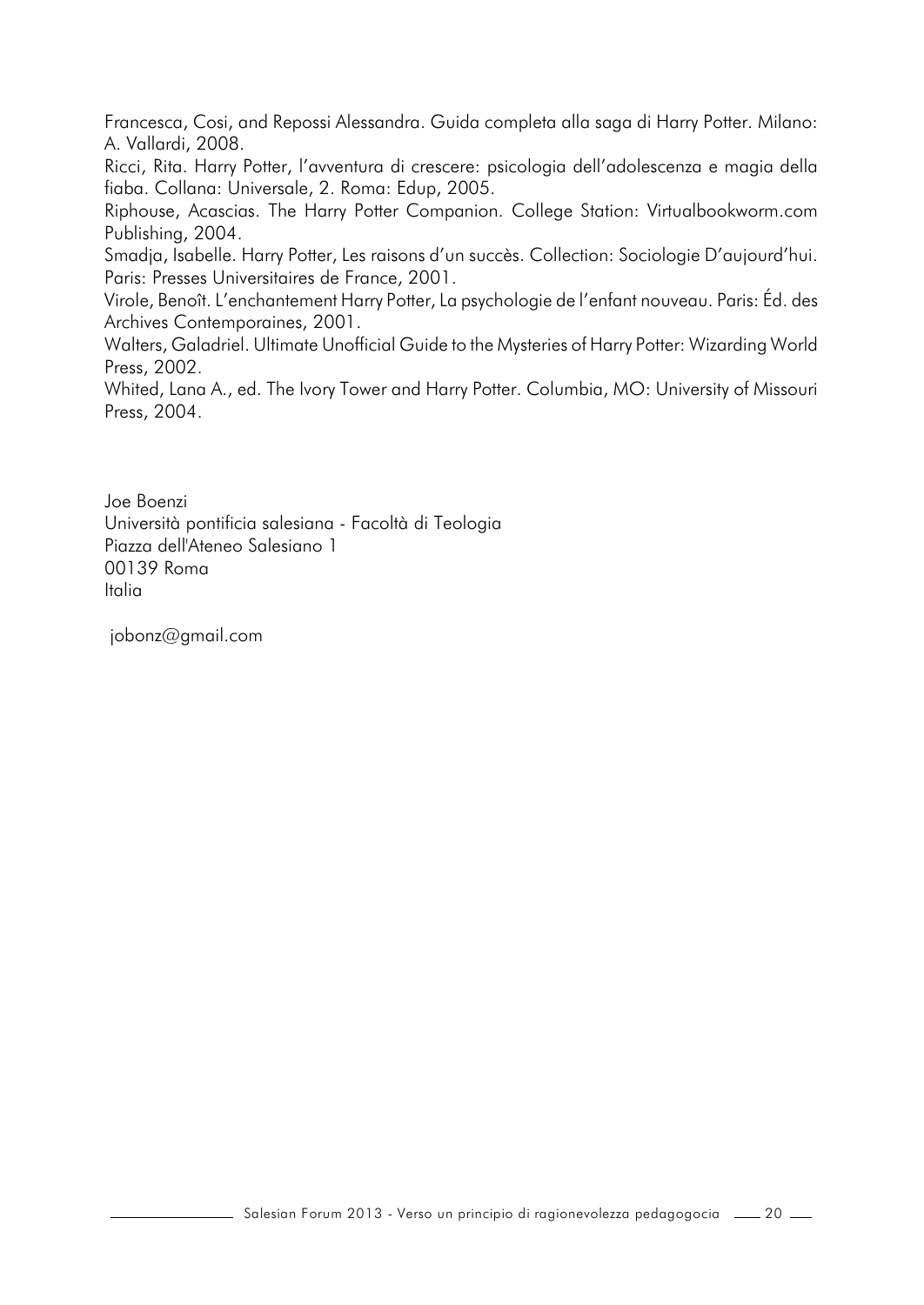Francesca, Cosi, and Repossi Alessandra. Guida completa alla saga di Harry Potter. Milano: A. Vallardi, 2008.

Ricci, Rita. Harry Potter, l'avventura di crescere: psicologia dell'adolescenza e magia della fiaba. Collana: Universale, 2. Roma: Edup, 2005.

Riphouse, Acascias. The Harry Potter Companion. College Station: Virtualbookworm.com Publishing, 2004.

Smadja, Isabelle. Harry Potter, Les raisons d'un succès. Collection: Sociologie D'aujourd'hui. Paris: Presses Universitaires de France, 2001.

Virole, Benoît. L'enchantement Harry Potter, La psychologie de l'enfant nouveau. Paris: Éd. des Archives Contemporaines, 2001.

Walters, Galadriel. Ultimate Unofficial Guide to the Mysteries of Harry Potter: Wizarding World Press, 2002.

Whited, Lana A., ed. The Ivory Tower and Harry Potter. Columbia, MO: University of Missouri Press, 2004.

Joe Boenzi
Università pontificia salesiana - Facoltà di Teologia
Piazza dell'Ateneo Salesiano 1
00139 Roma
Italia

jobonz@gmail.com